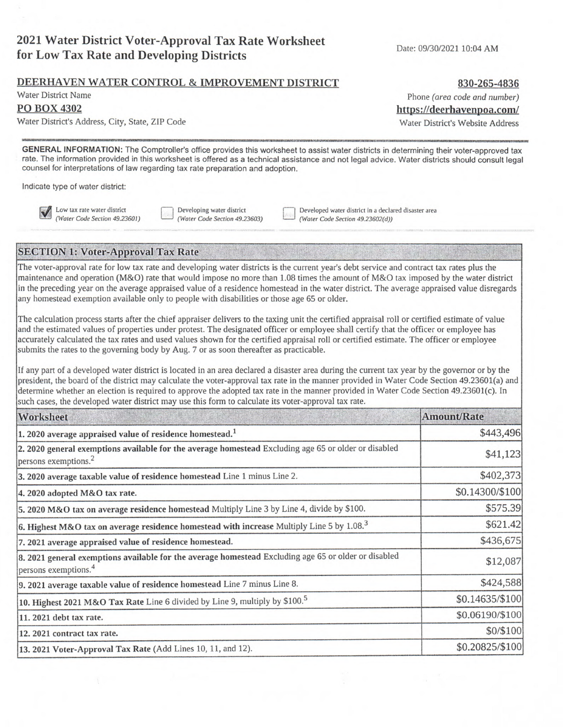# 2021 Water District Voter-Approval Tax Rate Worksheet for Low Tax Rate and Developing Districts

Date: 09/30/2021 10:04 AM

**DEERHAVEN WATER CONTROL & IMPROVEMENT DISTRICT**
Water District Name

**830-265-4836**
Phone *(area code and number)*

**PO BOX 4302**
Water District's Address, City, State, ZIP Code

**https://deerhavenpoa.com/**
Water District's Website Address

**GENERAL INFORMATION:** The Comptroller's office provides this worksheet to assist water districts in determining their voter-approved tax rate. The information provided in this worksheet is offered as a technical assistance and not legal advice. Water districts should consult legal counsel for interpretations of law regarding tax rate preparation and adoption.

Indicate type of water district:

- [x] Low tax rate water district *(Water Code Section 49.23601)*
- [ ] Developing water district *(Water Code Section 49.23603)*
- [ ] Developed water district in a declared disaster area *(Water Code Section 49.23602(d))*

## SECTION 1: Voter-Approval Tax Rate

The voter-approval rate for low tax rate and developing water districts is the current year's debt service and contract tax rates plus the maintenance and operation (M&O) rate that would impose no more than 1.08 times the amount of M&O tax imposed by the water district in the preceding year on the average appraised value of a residence homestead in the water district. The average appraised value disregards any homestead exemption available only to people with disabilities or those age 65 or older.

The calculation process starts after the chief appraiser delivers to the taxing unit the certified appraisal roll or certified estimate of value and the estimated values of properties under protest. The designated officer or employee shall certify that the officer or employee has accurately calculated the tax rates and used values shown for the certified appraisal roll or certified estimate. The officer or employee submits the rates to the governing body by Aug. 7 or as soon thereafter as practicable.

If any part of a developed water district is located in an area declared a disaster area during the current tax year by the governor or by the president, the board of the district may calculate the voter-approval tax rate in the manner provided in Water Code Section 49.23601(a) and determine whether an election is required to approve the adopted tax rate in the manner provided in Water Code Section 49.23601(c). In such cases, the developed water district may use this form to calculate its voter-approval tax rate.

| Worksheet | Amount/Rate |
|---|---|
| **1. 2020 average appraised value of residence homestead.**[1] | $443,496 |
| **2. 2020 general exemptions available for the average homestead** Excluding age 65 or older or disabled persons exemptions.[2] | $41,123 |
| **3. 2020 average taxable value of residence homestead** Line 1 minus Line 2. | $402,373 |
| **4. 2020 adopted M&O tax rate.** | $0.14300/$100 |
| **5. 2020 M&O tax on average residence homestead** Multiply Line 3 by Line 4, divide by $100. | $575.39 |
| **6. Highest M&O tax on average residence homestead with increase** Multiply Line 5 by 1.08.[3] | $621.42 |
| **7. 2021 average appraised value of residence homestead.** | $436,675 |
| **8. 2021 general exemptions available for the average homestead** Excluding age 65 or older or disabled persons exemptions.[4] | $12,087 |
| **9. 2021 average taxable value of residence homestead** Line 7 minus Line 8. | $424,588 |
| **10. Highest 2021 M&O Tax Rate** Line 6 divided by Line 9, multiply by $100.[5] | $0.14635/$100 |
| **11. 2021 debt tax rate.** | $0.06190/$100 |
| **12. 2021 contract tax rate.** | $0/$100 |
| **13. 2021 Voter-Approval Tax Rate** (Add Lines 10, 11, and 12). | $0.20825/$100 |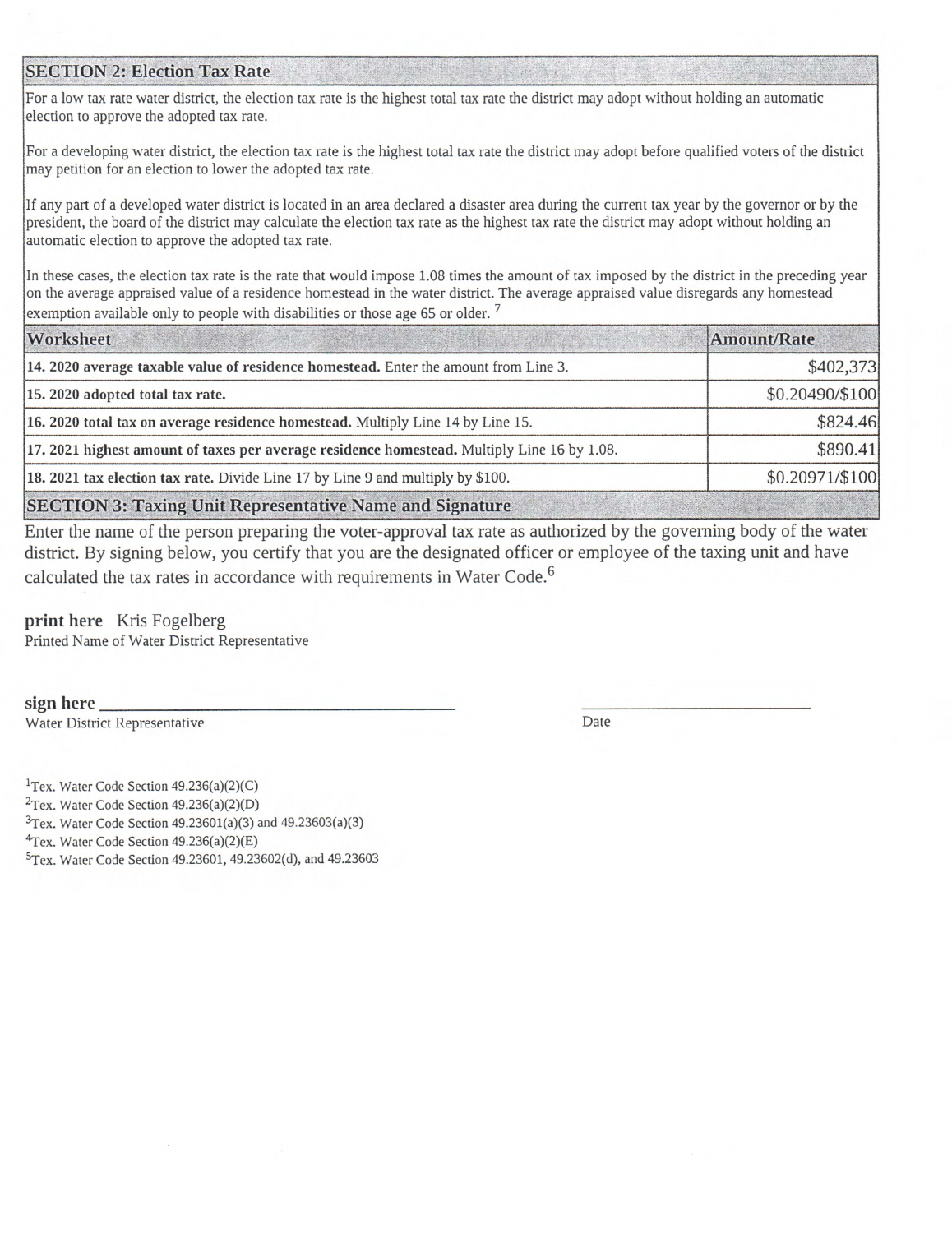## SECTION 2: Election Tax Rate

For a low tax rate water district, the election tax rate is the highest total tax rate the district may adopt without holding an automatic election to approve the adopted tax rate.

For a developing water district, the election tax rate is the highest total tax rate the district may adopt before qualified voters of the district may petition for an election to lower the adopted tax rate.

If any part of a developed water district is located in an area declared a disaster area during the current tax year by the governor or by the president, the board of the district may calculate the election tax rate as the highest tax rate the district may adopt without holding an automatic election to approve the adopted tax rate.

In these cases, the election tax rate is the rate that would impose 1.08 times the amount of tax imposed by the district in the preceding year on the average appraised value of a residence homestead in the water district. The average appraised value disregards any homestead exemption available only to people with disabilities or those age 65 or older. [7]

| Worksheet | Amount/Rate |
|---|---|
| **14. 2020 average taxable value of residence homestead.** Enter the amount from Line 3. | $402,373 |
| **15. 2020 adopted total tax rate.** | $0.20490/$100 |
| **16. 2020 total tax on average residence homestead.** Multiply Line 14 by Line 15. | $824.46 |
| **17. 2021 highest amount of taxes per average residence homestead.** Multiply Line 16 by 1.08. | $890.41 |
| **18. 2021 tax election tax rate.** Divide Line 17 by Line 9 and multiply by $100. | $0.20971/$100 |

## SECTION 3: Taxing Unit Representative Name and Signature

Enter the name of the person preparing the voter-approval tax rate as authorized by the governing body of the water district. By signing below, you certify that you are the designated officer or employee of the taxing unit and have calculated the tax rates in accordance with requirements in Water Code.[6]

**print here** Kris Fogelberg
Printed Name of Water District Representative

**sign here** ______________________________
Water District Representative

______________________
Date

[1] Tex. Water Code Section 49.236(a)(2)(C)
[2] Tex. Water Code Section 49.236(a)(2)(D)
[3] Tex. Water Code Section 49.23601(a)(3) and 49.23603(a)(3)
[4] Tex. Water Code Section 49.236(a)(2)(E)
[5] Tex. Water Code Section 49.23601, 49.23602(d), and 49.23603